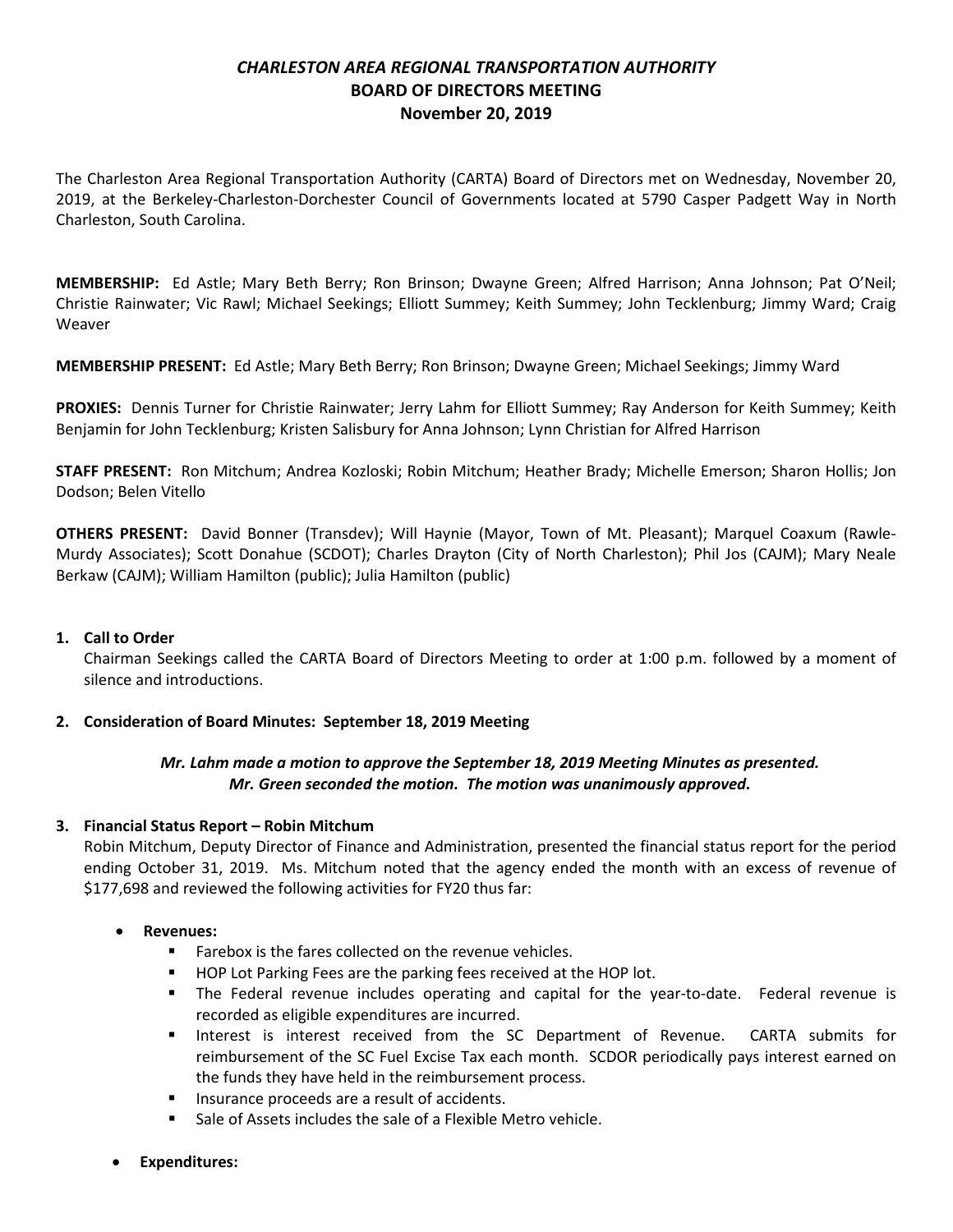# *CHARLESTON AREA REGIONAL TRANSPORTATION AUTHORITY*
## BOARD OF DIRECTORS MEETING
## November 20, 2019

The Charleston Area Regional Transportation Authority (CARTA) Board of Directors met on Wednesday, November 20, 2019, at the Berkeley-Charleston-Dorchester Council of Governments located at 5790 Casper Padgett Way in North Charleston, South Carolina.

**MEMBERSHIP:** Ed Astle; Mary Beth Berry; Ron Brinson; Dwayne Green; Alfred Harrison; Anna Johnson; Pat O'Neil; Christie Rainwater; Vic Rawl; Michael Seekings; Elliott Summey; Keith Summey; John Tecklenburg; Jimmy Ward; Craig Weaver

**MEMBERSHIP PRESENT:** Ed Astle; Mary Beth Berry; Ron Brinson; Dwayne Green; Michael Seekings; Jimmy Ward

**PROXIES:** Dennis Turner for Christie Rainwater; Jerry Lahm for Elliott Summey; Ray Anderson for Keith Summey; Keith Benjamin for John Tecklenburg; Kristen Salisbury for Anna Johnson; Lynn Christian for Alfred Harrison

**STAFF PRESENT:** Ron Mitchum; Andrea Kozloski; Robin Mitchum; Heather Brady; Michelle Emerson; Sharon Hollis; Jon Dodson; Belen Vitello

**OTHERS PRESENT:** David Bonner (Transdev); Will Haynie (Mayor, Town of Mt. Pleasant); Marquel Coaxum (Rawle-Murdy Associates); Scott Donahue (SCDOT); Charles Drayton (City of North Charleston); Phil Jos (CAJM); Mary Neale Berkaw (CAJM); William Hamilton (public); Julia Hamilton (public)

1. **Call to Order**
   Chairman Seekings called the CARTA Board of Directors Meeting to order at 1:00 p.m. followed by a moment of silence and introductions.

2. **Consideration of Board Minutes: September 18, 2019 Meeting**

   ***Mr. Lahm made a motion to approve the September 18, 2019 Meeting Minutes as presented. Mr. Green seconded the motion. The motion was unanimously approved.***

3. **Financial Status Report – Robin Mitchum**
   Robin Mitchum, Deputy Director of Finance and Administration, presented the financial status report for the period ending October 31, 2019. Ms. Mitchum noted that the agency ended the month with an excess of revenue of $177,698 and reviewed the following activities for FY20 thus far:

   - **Revenues:**
     - Farebox is the fares collected on the revenue vehicles.
     - HOP Lot Parking Fees are the parking fees received at the HOP lot.
     - The Federal revenue includes operating and capital for the year-to-date. Federal revenue is recorded as eligible expenditures are incurred.
     - Interest is interest received from the SC Department of Revenue. CARTA submits for reimbursement of the SC Fuel Excise Tax each month. SCDOR periodically pays interest earned on the funds they have held in the reimbursement process.
     - Insurance proceeds are a result of accidents.
     - Sale of Assets includes the sale of a Flexible Metro vehicle.

   - **Expenditures:**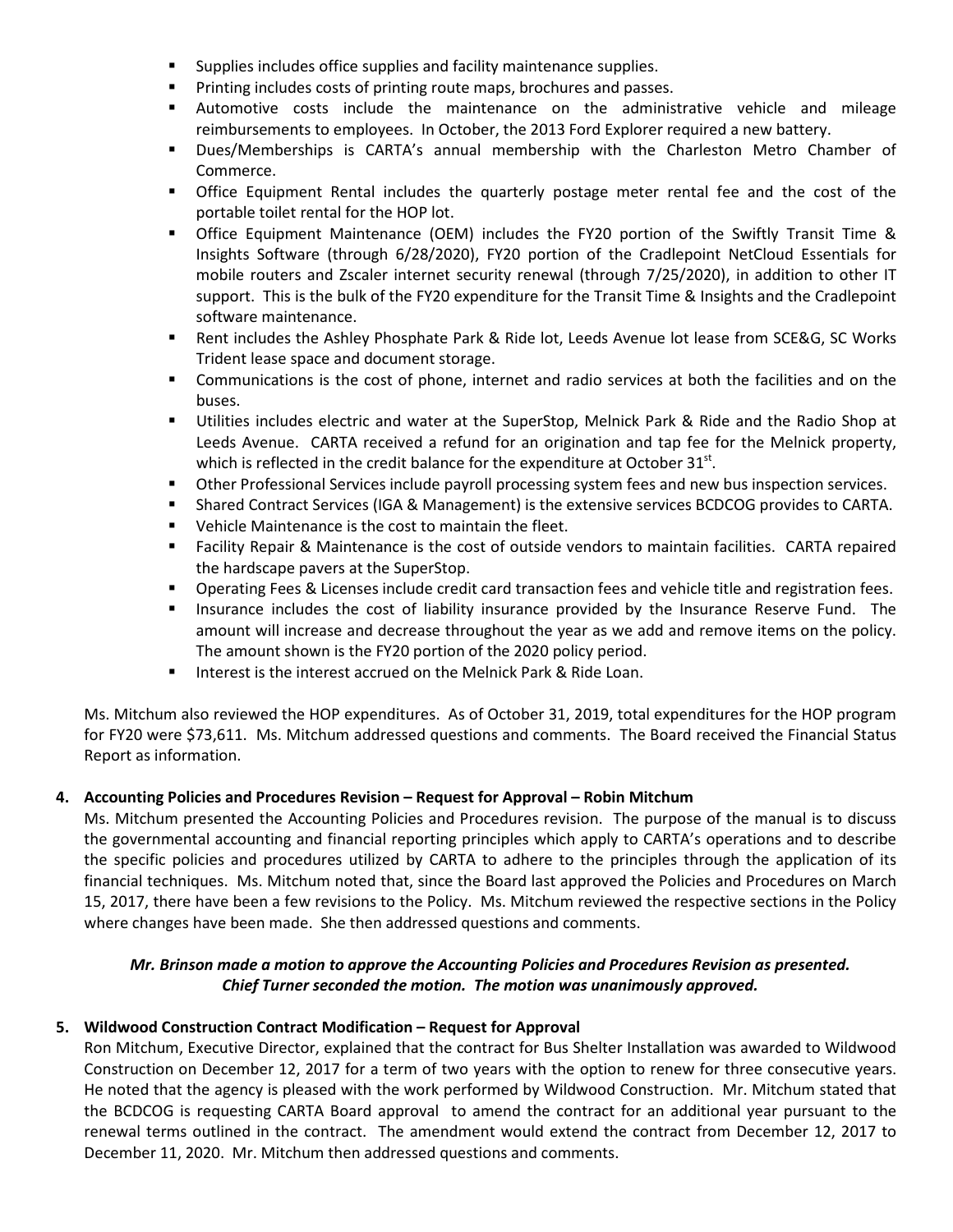- Supplies includes office supplies and facility maintenance supplies.
- Printing includes costs of printing route maps, brochures and passes.
- Automotive costs include the maintenance on the administrative vehicle and mileage reimbursements to employees. In October, the 2013 Ford Explorer required a new battery.
- Dues/Memberships is CARTA's annual membership with the Charleston Metro Chamber of Commerce.
- Office Equipment Rental includes the quarterly postage meter rental fee and the cost of the portable toilet rental for the HOP lot.
- Office Equipment Maintenance (OEM) includes the FY20 portion of the Swiftly Transit Time & Insights Software (through 6/28/2020), FY20 portion of the Cradlepoint NetCloud Essentials for mobile routers and Zscaler internet security renewal (through 7/25/2020), in addition to other IT support. This is the bulk of the FY20 expenditure for the Transit Time & Insights and the Cradlepoint software maintenance.
- Rent includes the Ashley Phosphate Park & Ride lot, Leeds Avenue lot lease from SCE&G, SC Works Trident lease space and document storage.
- Communications is the cost of phone, internet and radio services at both the facilities and on the buses.
- Utilities includes electric and water at the SuperStop, Melnick Park & Ride and the Radio Shop at Leeds Avenue. CARTA received a refund for an origination and tap fee for the Melnick property, which is reflected in the credit balance for the expenditure at October 31st.
- Other Professional Services include payroll processing system fees and new bus inspection services.
- Shared Contract Services (IGA & Management) is the extensive services BCDCOG provides to CARTA.
- Vehicle Maintenance is the cost to maintain the fleet.
- Facility Repair & Maintenance is the cost of outside vendors to maintain facilities. CARTA repaired the hardscape pavers at the SuperStop.
- Operating Fees & Licenses include credit card transaction fees and vehicle title and registration fees.
- Insurance includes the cost of liability insurance provided by the Insurance Reserve Fund. The amount will increase and decrease throughout the year as we add and remove items on the policy. The amount shown is the FY20 portion of the 2020 policy period.
- Interest is the interest accrued on the Melnick Park & Ride Loan.

Ms. Mitchum also reviewed the HOP expenditures. As of October 31, 2019, total expenditures for the HOP program for FY20 were $73,611. Ms. Mitchum addressed questions and comments. The Board received the Financial Status Report as information.

**4. Accounting Policies and Procedures Revision – Request for Approval – Robin Mitchum**

Ms. Mitchum presented the Accounting Policies and Procedures revision. The purpose of the manual is to discuss the governmental accounting and financial reporting principles which apply to CARTA's operations and to describe the specific policies and procedures utilized by CARTA to adhere to the principles through the application of its financial techniques. Ms. Mitchum noted that, since the Board last approved the Policies and Procedures on March 15, 2017, there have been a few revisions to the Policy. Ms. Mitchum reviewed the respective sections in the Policy where changes have been made. She then addressed questions and comments.

***Mr. Brinson made a motion to approve the Accounting Policies and Procedures Revision as presented. Chief Turner seconded the motion. The motion was unanimously approved.***

**5. Wildwood Construction Contract Modification – Request for Approval**

Ron Mitchum, Executive Director, explained that the contract for Bus Shelter Installation was awarded to Wildwood Construction on December 12, 2017 for a term of two years with the option to renew for three consecutive years. He noted that the agency is pleased with the work performed by Wildwood Construction. Mr. Mitchum stated that the BCDCOG is requesting CARTA Board approval to amend the contract for an additional year pursuant to the renewal terms outlined in the contract. The amendment would extend the contract from December 12, 2017 to December 11, 2020. Mr. Mitchum then addressed questions and comments.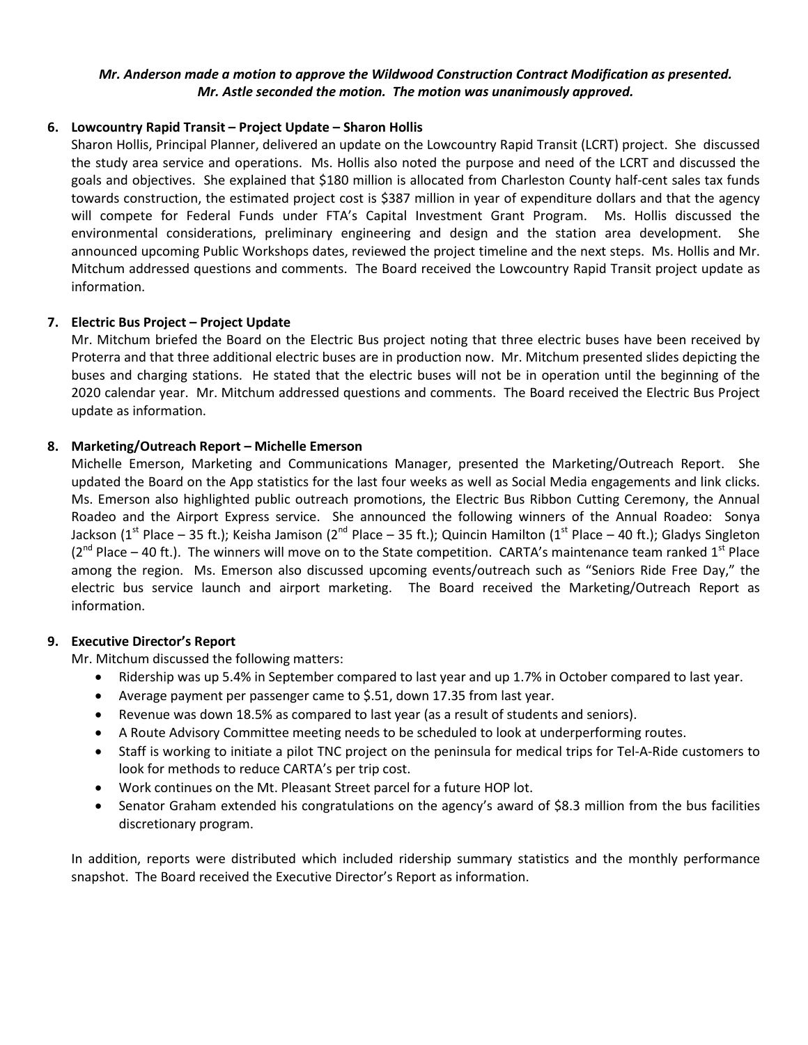*Mr. Anderson made a motion to approve the Wildwood Construction Contract Modification as presented. Mr. Astle seconded the motion. The motion was unanimously approved.*

**6. Lowcountry Rapid Transit – Project Update – Sharon Hollis**

Sharon Hollis, Principal Planner, delivered an update on the Lowcountry Rapid Transit (LCRT) project. She discussed the study area service and operations. Ms. Hollis also noted the purpose and need of the LCRT and discussed the goals and objectives. She explained that $180 million is allocated from Charleston County half-cent sales tax funds towards construction, the estimated project cost is $387 million in year of expenditure dollars and that the agency will compete for Federal Funds under FTA's Capital Investment Grant Program. Ms. Hollis discussed the environmental considerations, preliminary engineering and design and the station area development. She announced upcoming Public Workshops dates, reviewed the project timeline and the next steps. Ms. Hollis and Mr. Mitchum addressed questions and comments. The Board received the Lowcountry Rapid Transit project update as information.

**7. Electric Bus Project – Project Update**

Mr. Mitchum briefed the Board on the Electric Bus project noting that three electric buses have been received by Proterra and that three additional electric buses are in production now. Mr. Mitchum presented slides depicting the buses and charging stations. He stated that the electric buses will not be in operation until the beginning of the 2020 calendar year. Mr. Mitchum addressed questions and comments. The Board received the Electric Bus Project update as information.

**8. Marketing/Outreach Report – Michelle Emerson**

Michelle Emerson, Marketing and Communications Manager, presented the Marketing/Outreach Report. She updated the Board on the App statistics for the last four weeks as well as Social Media engagements and link clicks. Ms. Emerson also highlighted public outreach promotions, the Electric Bus Ribbon Cutting Ceremony, the Annual Roadeo and the Airport Express service. She announced the following winners of the Annual Roadeo: Sonya Jackson (1st Place – 35 ft.); Keisha Jamison (2nd Place – 35 ft.); Quincin Hamilton (1st Place – 40 ft.); Gladys Singleton (2nd Place – 40 ft.). The winners will move on to the State competition. CARTA's maintenance team ranked 1st Place among the region. Ms. Emerson also discussed upcoming events/outreach such as "Seniors Ride Free Day," the electric bus service launch and airport marketing. The Board received the Marketing/Outreach Report as information.

**9. Executive Director's Report**

Mr. Mitchum discussed the following matters:

- Ridership was up 5.4% in September compared to last year and up 1.7% in October compared to last year.
- Average payment per passenger came to $.51, down 17.35 from last year.
- Revenue was down 18.5% as compared to last year (as a result of students and seniors).
- A Route Advisory Committee meeting needs to be scheduled to look at underperforming routes.
- Staff is working to initiate a pilot TNC project on the peninsula for medical trips for Tel-A-Ride customers to look for methods to reduce CARTA's per trip cost.
- Work continues on the Mt. Pleasant Street parcel for a future HOP lot.
- Senator Graham extended his congratulations on the agency's award of $8.3 million from the bus facilities discretionary program.

In addition, reports were distributed which included ridership summary statistics and the monthly performance snapshot. The Board received the Executive Director's Report as information.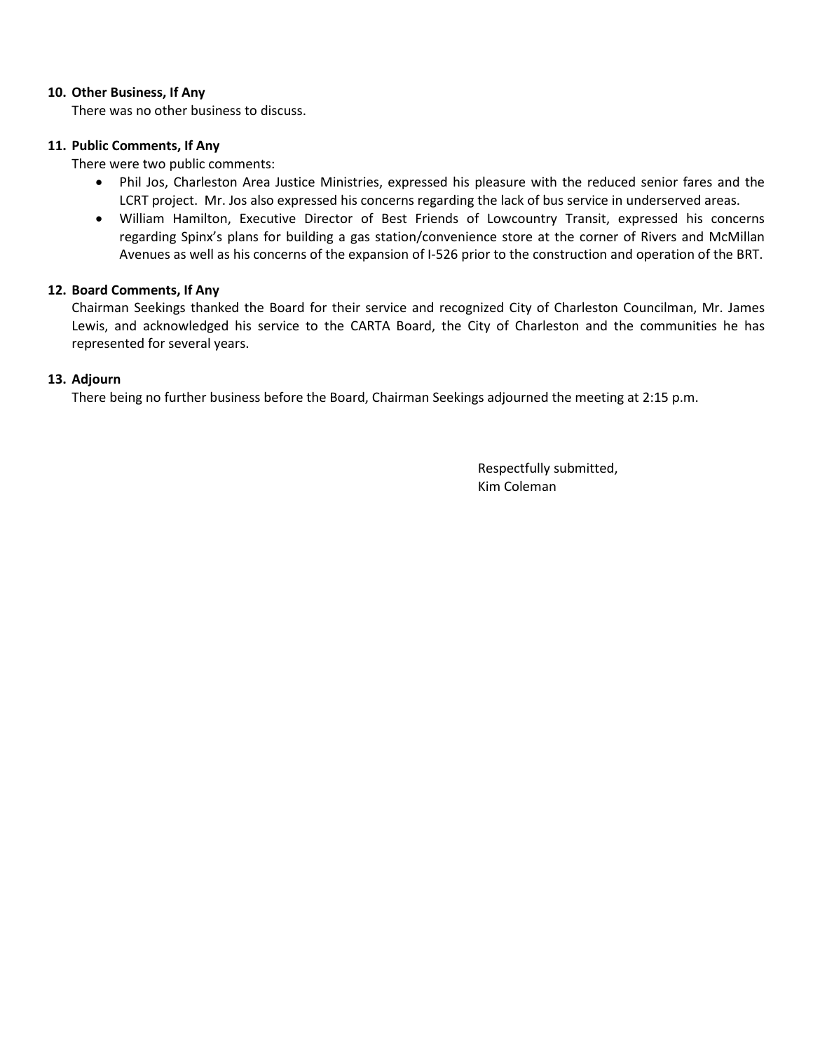**10. Other Business, If Any**

There was no other business to discuss.

**11. Public Comments, If Any**

There were two public comments:

- Phil Jos, Charleston Area Justice Ministries, expressed his pleasure with the reduced senior fares and the LCRT project. Mr. Jos also expressed his concerns regarding the lack of bus service in underserved areas.
- William Hamilton, Executive Director of Best Friends of Lowcountry Transit, expressed his concerns regarding Spinx's plans for building a gas station/convenience store at the corner of Rivers and McMillan Avenues as well as his concerns of the expansion of I-526 prior to the construction and operation of the BRT.

**12. Board Comments, If Any**

Chairman Seekings thanked the Board for their service and recognized City of Charleston Councilman, Mr. James Lewis, and acknowledged his service to the CARTA Board, the City of Charleston and the communities he has represented for several years.

**13. Adjourn**

There being no further business before the Board, Chairman Seekings adjourned the meeting at 2:15 p.m.

Respectfully submitted,
Kim Coleman